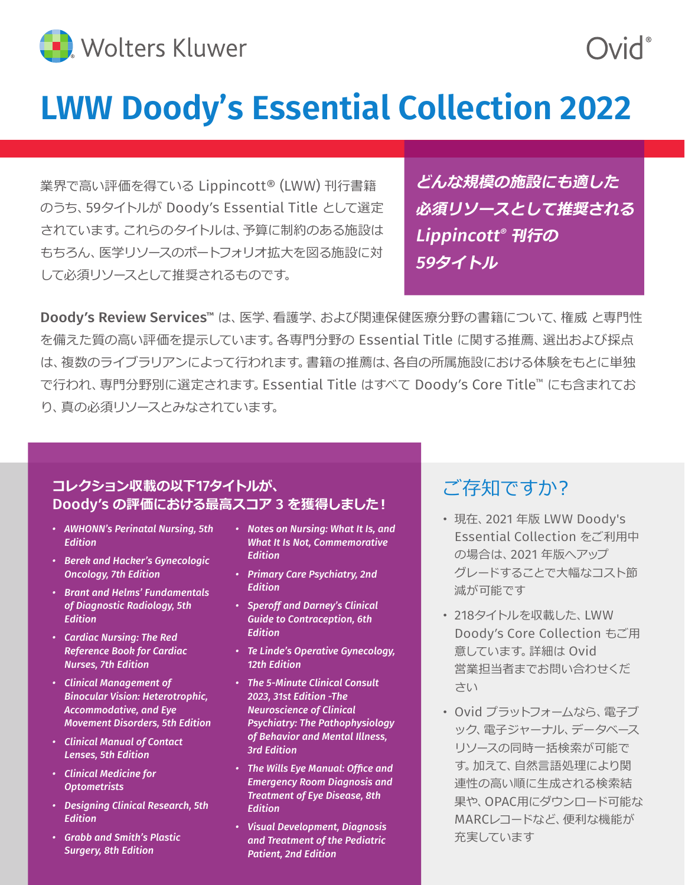Wolters Kluwer　　Ovid®

# LWW Doody’s Essential Collection 2022

業界で高い評価を得ている Lippincott® (LWW) 刊行書籍のうち、59タイトルが Doody’s Essential Title として選定されています。これらのタイトルは、予算に制約のある施設はもちろん、医学リソースのポートフォリオ拡大を図る施設に対して必須リソースとして推奨されるものです。

***どんな規模の施設にも適した必須リソースとして推奨される Lippincott® 刊行の59タイトル***

**Doody’s Review Services™** は、医学、看護学、および関連保健医療分野の書籍について、権威 と専門性を備えた質の高い評価を提示しています。各専門分野の Essential Title に関する推薦、選出および採点は、複数のライブラリアンによって行われます。書籍の推薦は、各自の所属施設における体験をもとに単独で行われ、専門分野別に選定されます。Essential Title はすべて Doody’s Core Title™ にも含まれており、真の必須リソースとみなされています。

## コレクション収載の以下17タイトルが、Doody’s の評価における最高スコア 3 を獲得しました！

- *AWHONN’s Perinatal Nursing, 5th Edition*
- *Berek and Hacker’s Gynecologic Oncology, 7th Edition*
- *Brant and Helms’ Fundamentals of Diagnostic Radiology, 5th Edition*
- *Cardiac Nursing: The Red Reference Book for Cardiac Nurses, 7th Edition*
- *Clinical Management of Binocular Vision: Heterotrophic, Accommodative, and Eye Movement Disorders, 5th Edition*
- *Clinical Manual of Contact Lenses, 5th Edition*
- *Clinical Medicine for Optometrists*
- *Designing Clinical Research, 5th Edition*
- *Grabb and Smith’s Plastic Surgery, 8th Edition*
- *Notes on Nursing: What It Is, and What It Is Not, Commemorative Edition*
- *Primary Care Psychiatry, 2nd Edition*
- *Speroff and Darney’s Clinical Guide to Contraception, 6th Edition*
- *Te Linde’s Operative Gynecology, 12th Edition*
- *The 5-Minute Clinical Consult 2023, 31st Edition -The Neuroscience of Clinical Psychiatry: The Pathophysiology of Behavior and Mental Illness, 3rd Edition*
- *The Wills Eye Manual: Office and Emergency Room Diagnosis and Treatment of Eye Disease, 8th Edition*
- *Visual Development, Diagnosis and Treatment of the Pediatric Patient, 2nd Edition*

## ご存知ですか？

- 現在、2021 年版 LWW Doody's Essential Collection をご利用中の場合は、2021 年版へアップグレードすることで大幅なコスト節減が可能です
- 218タイトルを収載した、LWW Doody’s Core Collection もご用意しています。詳細は Ovid 営業担当者までお問い合わせください
- Ovid プラットフォームなら、電子ブック、電子ジャーナル、データベースリソースの同時一括検索が可能です。加えて、自然言語処理により関連性の高い順に生成される検索結果や、OPAC用にダウンロード可能なMARCレコードなど、便利な機能が充実しています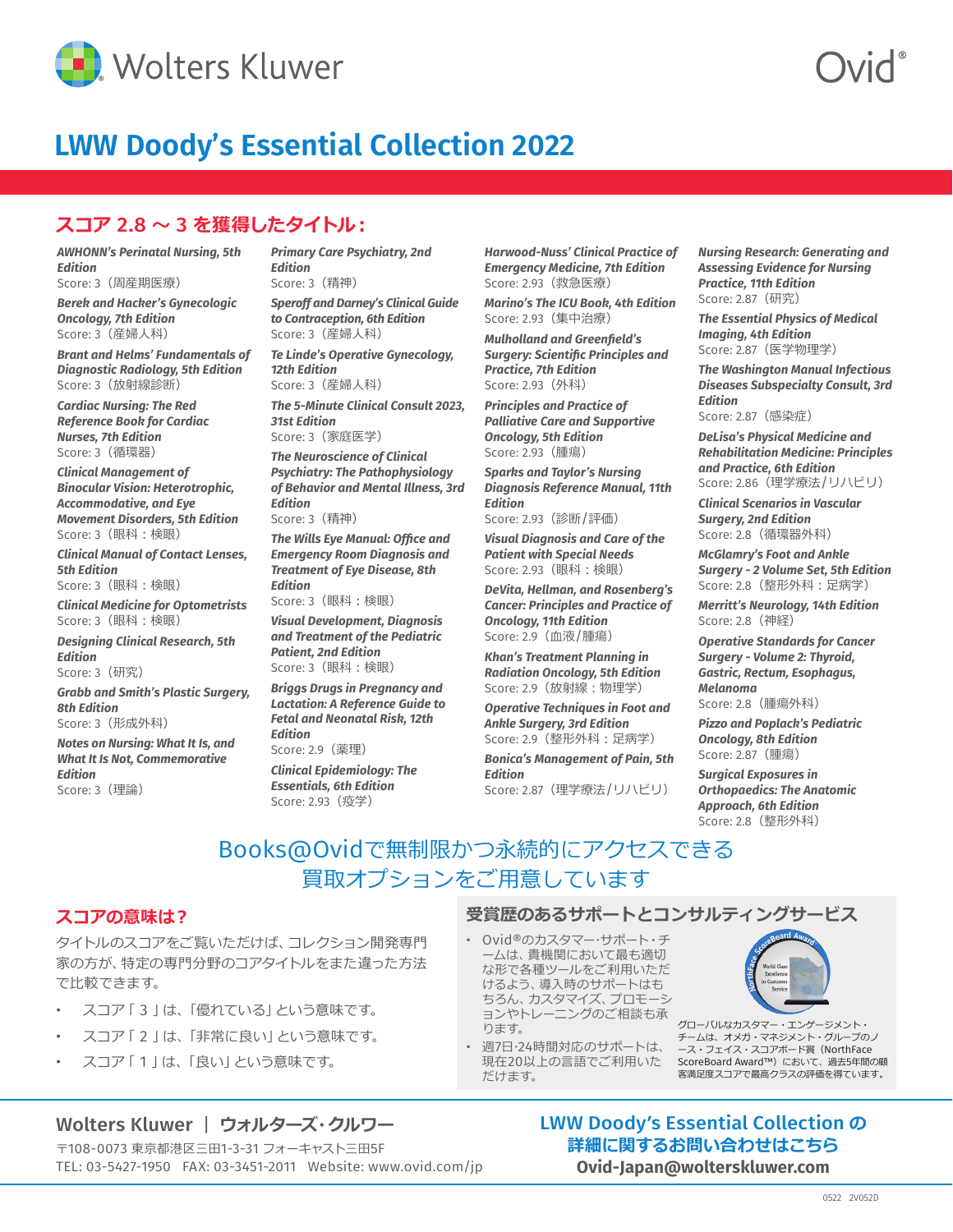Wolters Kluwer

Ovid®

# LWW Doody's Essential Collection 2022

## スコア 2.8 ～ 3 を獲得したタイトル：

***AWHONN's Perinatal Nursing, 5th Edition***
Score: 3（周産期医療）

***Berek and Hacker's Gynecologic Oncology, 7th Edition***
Score: 3（産婦人科）

***Brant and Helms' Fundamentals of Diagnostic Radiology, 5th Edition***
Score: 3（放射線診断）

***Cardiac Nursing: The Red Reference Book for Cardiac Nurses, 7th Edition***
Score: 3（循環器）

***Clinical Management of Binocular Vision: Heterotrophic, Accommodative, and Eye Movement Disorders, 5th Edition***
Score: 3（眼科：検眼）

***Clinical Manual of Contact Lenses, 5th Edition***
Score: 3（眼科：検眼）

***Clinical Medicine for Optometrists***
Score: 3（眼科：検眼）

***Designing Clinical Research, 5th Edition***
Score: 3（研究）

***Grabb and Smith's Plastic Surgery, 8th Edition***
Score: 3（形成外科）

***Notes on Nursing: What It Is, and What It Is Not, Commemorative Edition***
Score: 3（理論）

***Primary Care Psychiatry, 2nd Edition***
Score: 3（精神）

***Speroff and Darney's Clinical Guide to Contraception, 6th Edition***
Score: 3（産婦人科）

***Te Linde's Operative Gynecology, 12th Edition***
Score: 3（産婦人科）

***The 5-Minute Clinical Consult 2023, 31st Edition***
Score: 3（家庭医学）

***The Neuroscience of Clinical Psychiatry: The Pathophysiology of Behavior and Mental Illness, 3rd Edition***
Score: 3（精神）

***The Wills Eye Manual: Office and Emergency Room Diagnosis and Treatment of Eye Disease, 8th Edition***
Score: 3（眼科：検眼）

***Visual Development, Diagnosis and Treatment of the Pediatric Patient, 2nd Edition***
Score: 3（眼科：検眼）

***Briggs Drugs in Pregnancy and Lactation: A Reference Guide to Fetal and Neonatal Risk, 12th Edition***
Score: 2.9（薬理）

***Clinical Epidemiology: The Essentials, 6th Edition***
Score: 2.93（疫学）

***Harwood-Nuss' Clinical Practice of Emergency Medicine, 7th Edition***
Score: 2.93（救急医療）

***Marino's The ICU Book, 4th Edition***
Score: 2.93（集中治療）

***Mulholland and Greenfield's Surgery: Scientific Principles and Practice, 7th Edition***
Score: 2.93（外科）

***Principles and Practice of Palliative Care and Supportive Oncology, 5th Edition***
Score: 2.93（腫瘍）

***Sparks and Taylor's Nursing Diagnosis Reference Manual, 11th Edition***
Score: 2.93（診断/評価）

***Visual Diagnosis and Care of the Patient with Special Needs***
Score: 2.93（眼科：検眼）

***DeVita, Hellman, and Rosenberg's Cancer: Principles and Practice of Oncology, 11th Edition***
Score: 2.9（血液/腫瘍）

***Khan's Treatment Planning in Radiation Oncology, 5th Edition***
Score: 2.9（放射線：物理学）

***Operative Techniques in Foot and Ankle Surgery, 3rd Edition***
Score: 2.9（整形外科：足病学）

***Bonica's Management of Pain, 5th Edition***
Score: 2.87（理学療法/リハビリ）

***Nursing Research: Generating and Assessing Evidence for Nursing Practice, 11th Edition***
Score: 2.87（研究）

***The Essential Physics of Medical Imaging, 4th Edition***
Score: 2.87（医学物理学）

***The Washington Manual Infectious Diseases Subspecialty Consult, 3rd Edition***
Score: 2.87（感染症）

***DeLisa's Physical Medicine and Rehabilitation Medicine: Principles and Practice, 6th Edition***
Score: 2.86（理学療法/リハビリ）

***Clinical Scenarios in Vascular Surgery, 2nd Edition***
Score: 2.8（循環器外科）

***McGlamry's Foot and Ankle Surgery - 2 Volume Set, 5th Edition***
Score: 2.8（整形外科：足病学）

***Merritt's Neurology, 14th Edition***
Score: 2.8（神経）

***Operative Standards for Cancer Surgery - Volume 2: Thyroid, Gastric, Rectum, Esophagus, Melanoma***
Score: 2.8（腫瘍外科）

***Pizzo and Poplack's Pediatric Oncology, 8th Edition***
Score: 2.87（腫瘍）

***Surgical Exposures in Orthopaedics: The Anatomic Approach, 6th Edition***
Score: 2.8（整形外科）

Books@Ovidで無制限かつ永続的にアクセスできる
買取オプションをご用意しています

## スコアの意味は？

タイトルのスコアをご覧いただけば、コレクション開発専門家の方が、特定の専門分野のコアタイトルをまた違った方法で比較できます。

- スコア「３」は、「優れている」という意味です。
- スコア「２」は、「非常に良い」という意味です。
- スコア「１」は、「良い」という意味です。

## 受賞歴のあるサポートとコンサルティングサービス

- Ovid®のカスタマー・サポート・チームは、貴機関において最も適切な形で各種ツールをご利用いただけるよう、導入時のサポートはもちろん、カスタマイズ、プロモーションやトレーニングのご相談も承ります。
- 週7日·24時間対応のサポートは、現在20以上の言語でご利用いただけます。

グローバルなカスタマー・エンゲージメント・チームは、オメガ・マネジメント・グループのノース・フェイス・スコアボード賞（NorthFace ScoreBoard Award™）において、過去5年間の顧客満足度スコアで最高クラスの評価を得ています。

**Wolters Kluwer ｜ ウォルターズ･クルワー**
〒108-0073 東京都港区三田1-3-31 フォーキャスト三田5F
TEL: 03-5427-1950 FAX: 03-3451-2011 Website: www.ovid.com/jp

**LWW Doody's Essential Collection の詳細に関するお問い合わせはこちら**
**Ovid-Japan@wolterskluwer.com**

0522 2V052D